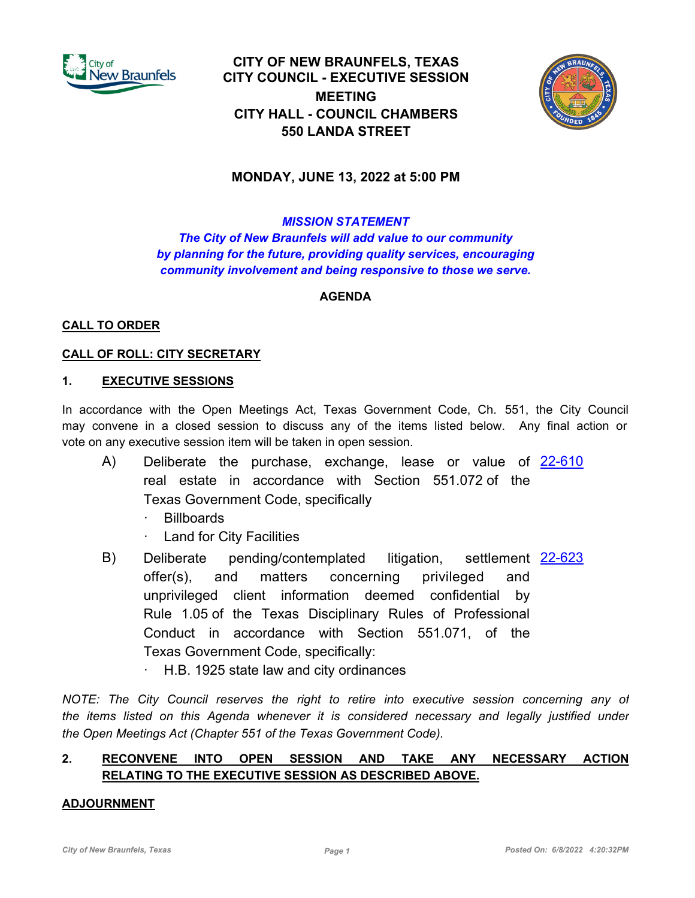# CITY OF NEW BRAUNFELS, TEXAS
## CITY COUNCIL - EXECUTIVE SESSION MEETING
## CITY HALL - COUNCIL CHAMBERS
## 550 LANDA STREET

**MONDAY, JUNE 13, 2022 at 5:00 PM**

***MISSION STATEMENT***

***The City of New Braunfels will add value to our community by planning for the future, providing quality services, encouraging community involvement and being responsive to those we serve.***

**AGENDA**

**CALL TO ORDER**

**CALL OF ROLL: CITY SECRETARY**

**1. EXECUTIVE SESSIONS**

In accordance with the Open Meetings Act, Texas Government Code, Ch. 551, the City Council may convene in a closed session to discuss any of the items listed below. Any final action or vote on any executive session item will be taken in open session.

A) Deliberate the purchase, exchange, lease or value of real estate in accordance with Section 551.072 of the Texas Government Code, specifically — 22-610
- Billboards
- Land for City Facilities

B) Deliberate pending/contemplated litigation, settlement offer(s), and matters concerning privileged and unprivileged client information deemed confidential by Rule 1.05 of the Texas Disciplinary Rules of Professional Conduct in accordance with Section 551.071, of the Texas Government Code, specifically: — 22-623
- H.B. 1925 state law and city ordinances

*NOTE: The City Council reserves the right to retire into executive session concerning any of the items listed on this Agenda whenever it is considered necessary and legally justified under the Open Meetings Act (Chapter 551 of the Texas Government Code).*

**2. RECONVENE INTO OPEN SESSION AND TAKE ANY NECESSARY ACTION RELATING TO THE EXECUTIVE SESSION AS DESCRIBED ABOVE.**

**ADJOURNMENT**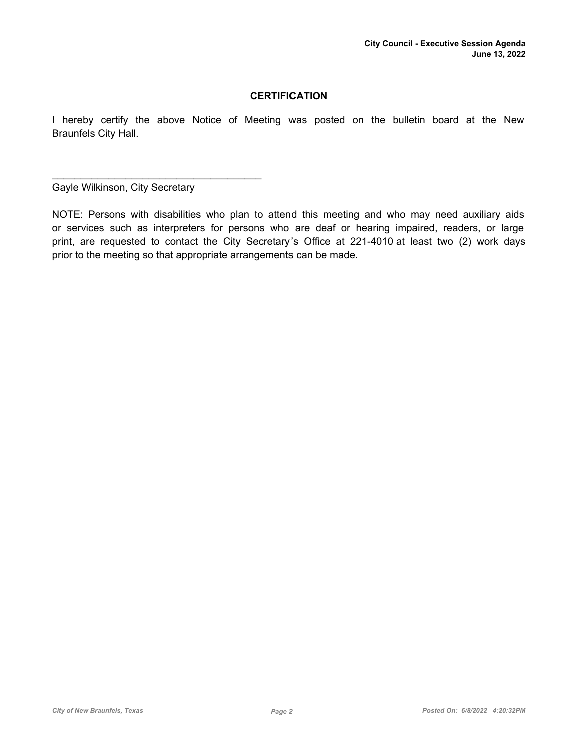## CERTIFICATION

I hereby certify the above Notice of Meeting was posted on the bulletin board at the New Braunfels City Hall.

\_\_\_\_\_\_\_\_\_\_\_\_\_\_\_\_\_\_\_\_\_\_\_\_\_\_\_\_\_\_\_\_\_\_\_\_\_\_

Gayle Wilkinson, City Secretary

NOTE: Persons with disabilities who plan to attend this meeting and who may need auxiliary aids or services such as interpreters for persons who are deaf or hearing impaired, readers, or large print, are requested to contact the City Secretary’s Office at 221-4010 at least two (2) work days prior to the meeting so that appropriate arrangements can be made.